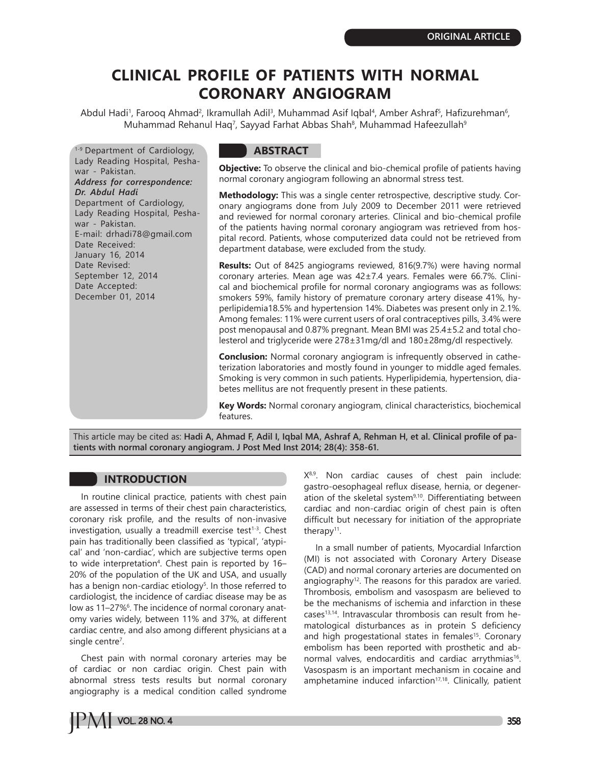ORIGINAL ARTICLE

# CLINICAL PROFILE OF PATIENTS WITH NORMAL CORONARY ANGIOGRAM

Abdul Hadi[1], Farooq Ahmad[2], Ikramullah Adil[3], Muhammad Asif Iqbal[4], Amber Ashraf[5], Hafizurehman[6], Muhammad Rehanul Haq[7], Sayyad Farhat Abbas Shah[8], Muhammad Hafeezullah[9]

[1-9] Department of Cardiology, Lady Reading Hospital, Peshawar - Pakistan.

***Address for correspondence:***
***Dr. Abdul Hadi***
Department of Cardiology, Lady Reading Hospital, Peshawar - Pakistan.
E-mail: drhadi78@gmail.com

Date Received: January 16, 2014
Date Revised: September 12, 2014
Date Accepted: December 01, 2014

## ABSTRACT

**Objective:** To observe the clinical and bio-chemical profile of patients having normal coronary angiogram following an abnormal stress test.

**Methodology:** This was a single center retrospective, descriptive study. Coronary angiograms done from July 2009 to December 2011 were retrieved and reviewed for normal coronary arteries. Clinical and bio-chemical profile of the patients having normal coronary angiogram was retrieved from hospital record. Patients, whose computerized data could not be retrieved from department database, were excluded from the study.

**Results:** Out of 8425 angiograms reviewed, 816(9.7%) were having normal coronary arteries. Mean age was 42±7.4 years. Females were 66.7%. Clinical and biochemical profile for normal coronary angiograms was as follows: smokers 59%, family history of premature coronary artery disease 41%, hyperlipidemia18.5% and hypertension 14%. Diabetes was present only in 2.1%. Among females: 11% were current users of oral contraceptives pills, 3.4% were post menopausal and 0.87% pregnant. Mean BMI was 25.4±5.2 and total cholesterol and triglyceride were 278±31mg/dl and 180±28mg/dl respectively.

**Conclusion:** Normal coronary angiogram is infrequently observed in catheterization laboratories and mostly found in younger to middle aged females. Smoking is very common in such patients. Hyperlipidemia, hypertension, diabetes mellitus are not frequently present in these patients.

**Key Words:** Normal coronary angiogram, clinical characteristics, biochemical features.

This article may be cited as: **Hadi A, Ahmad F, Adil I, Iqbal MA, Ashraf A, Rehman H, et al. Clinical profile of patients with normal coronary angiogram. J Post Med Inst 2014; 28(4): 358-61.**

## INTRODUCTION

In routine clinical practice, patients with chest pain are assessed in terms of their chest pain characteristics, coronary risk profile, and the results of non-invasive investigation, usually a treadmill exercise test[1-3]. Chest pain has traditionally been classified as 'typical', 'atypical' and 'non-cardiac', which are subjective terms open to wide interpretation[4]. Chest pain is reported by 16–20% of the population of the UK and USA, and usually has a benign non-cardiac etiology[5]. In those referred to cardiologist, the incidence of cardiac disease may be as low as 11–27%[6]. The incidence of normal coronary anatomy varies widely, between 11% and 37%, at different cardiac centre, and also among different physicians at a single centre[7].

Chest pain with normal coronary arteries may be of cardiac or non cardiac origin. Chest pain with abnormal stress tests results but normal coronary angiography is a medical condition called syndrome X[8,9]. Non cardiac causes of chest pain include: gastro-oesophageal reflux disease, hernia, or degeneration of the skeletal system[9,10]. Differentiating between cardiac and non-cardiac origin of chest pain is often difficult but necessary for initiation of the appropriate therapy[11].

In a small number of patients, Myocardial Infarction (MI) is not associated with Coronary Artery Disease (CAD) and normal coronary arteries are documented on angiography[12]. The reasons for this paradox are varied. Thrombosis, embolism and vasospasm are believed to be the mechanisms of ischemia and infarction in these cases[13,14]. Intravascular thrombosis can result from hematological disturbances as in protein S deficiency and high progestational states in females[15]. Coronary embolism has been reported with prosthetic and abnormal valves, endocarditis and cardiac arrythmias[16]. Vasospasm is an important mechanism in cocaine and amphetamine induced infarction[17,18]. Clinically, patient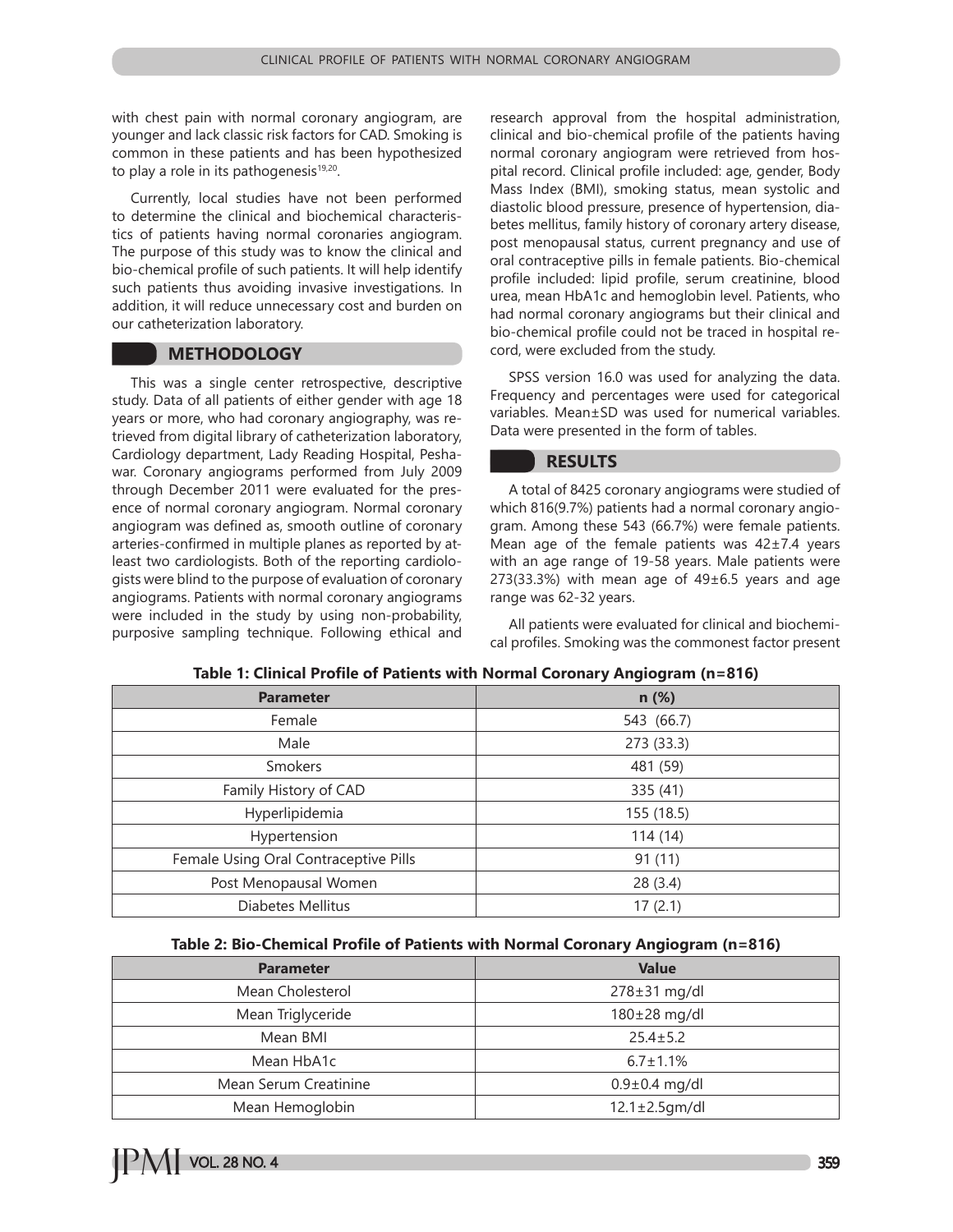with chest pain with normal coronary angiogram, are younger and lack classic risk factors for CAD. Smoking is common in these patients and has been hypothesized to play a role in its pathogenesis[19,20].

Currently, local studies have not been performed to determine the clinical and biochemical characteristics of patients having normal coronaries angiogram. The purpose of this study was to know the clinical and bio-chemical profile of such patients. It will help identify such patients thus avoiding invasive investigations. In addition, it will reduce unnecessary cost and burden on our catheterization laboratory.

## METHODOLOGY

This was a single center retrospective, descriptive study. Data of all patients of either gender with age 18 years or more, who had coronary angiography, was retrieved from digital library of catheterization laboratory, Cardiology department, Lady Reading Hospital, Peshawar. Coronary angiograms performed from July 2009 through December 2011 were evaluated for the presence of normal coronary angiogram. Normal coronary angiogram was defined as, smooth outline of coronary arteries-confirmed in multiple planes as reported by atleast two cardiologists. Both of the reporting cardiologists were blind to the purpose of evaluation of coronary angiograms. Patients with normal coronary angiograms were included in the study by using non-probability, purposive sampling technique. Following ethical and research approval from the hospital administration, clinical and bio-chemical profile of the patients having normal coronary angiogram were retrieved from hospital record. Clinical profile included: age, gender, Body Mass Index (BMI), smoking status, mean systolic and diastolic blood pressure, presence of hypertension, diabetes mellitus, family history of coronary artery disease, post menopausal status, current pregnancy and use of oral contraceptive pills in female patients. Bio-chemical profile included: lipid profile, serum creatinine, blood urea, mean HbA1c and hemoglobin level. Patients, who had normal coronary angiograms but their clinical and bio-chemical profile could not be traced in hospital record, were excluded from the study.

SPSS version 16.0 was used for analyzing the data. Frequency and percentages were used for categorical variables. Mean±SD was used for numerical variables. Data were presented in the form of tables.

## RESULTS

A total of 8425 coronary angiograms were studied of which 816(9.7%) patients had a normal coronary angiogram. Among these 543 (66.7%) were female patients. Mean age of the female patients was 42±7.4 years with an age range of 19-58 years. Male patients were 273(33.3%) with mean age of 49±6.5 years and age range was 62-32 years.

All patients were evaluated for clinical and biochemical profiles. Smoking was the commonest factor present

**Table 1: Clinical Profile of Patients with Normal Coronary Angiogram (n=816)**

| Parameter | n (%) |
|---|---|
| Female | 543 (66.7) |
| Male | 273 (33.3) |
| Smokers | 481 (59) |
| Family History of CAD | 335 (41) |
| Hyperlipidemia | 155 (18.5) |
| Hypertension | 114 (14) |
| Female Using Oral Contraceptive Pills | 91 (11) |
| Post Menopausal Women | 28 (3.4) |
| Diabetes Mellitus | 17 (2.1) |

**Table 2: Bio-Chemical Profile of Patients with Normal Coronary Angiogram (n=816)**

| Parameter | Value |
|---|---|
| Mean Cholesterol | 278±31 mg/dl |
| Mean Triglyceride | 180±28 mg/dl |
| Mean BMI | 25.4±5.2 |
| Mean HbA1c | 6.7±1.1% |
| Mean Serum Creatinine | 0.9±0.4 mg/dl |
| Mean Hemoglobin | 12.1±2.5gm/dl |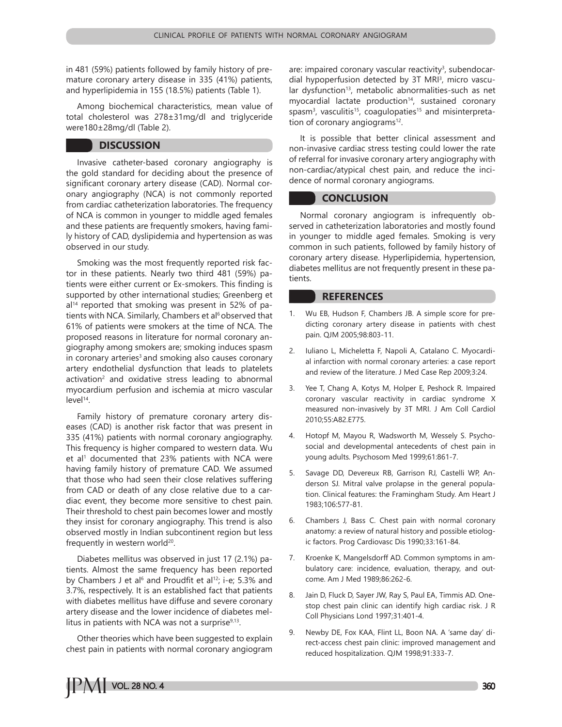in 481 (59%) patients followed by family history of premature coronary artery disease in 335 (41%) patients, and hyperlipidemia in 155 (18.5%) patients (Table 1).

Among biochemical characteristics, mean value of total cholesterol was 278±31mg/dl and triglyceride were180±28mg/dl (Table 2).

## DISCUSSION

Invasive catheter-based coronary angiography is the gold standard for deciding about the presence of significant coronary artery disease (CAD). Normal coronary angiography (NCA) is not commonly reported from cardiac catheterization laboratories. The frequency of NCA is common in younger to middle aged females and these patients are frequently smokers, having family history of CAD, dyslipidemia and hypertension as was observed in our study.

Smoking was the most frequently reported risk factor in these patients. Nearly two third 481 (59%) patients were either current or Ex-smokers. This finding is supported by other international studies; Greenberg et al[14] reported that smoking was present in 52% of patients with NCA. Similarly, Chambers et al[6] observed that 61% of patients were smokers at the time of NCA. The proposed reasons in literature for normal coronary angiography among smokers are; smoking induces spasm in coronary arteries[3] and smoking also causes coronary artery endothelial dysfunction that leads to platelets activation[2] and oxidative stress leading to abnormal myocardium perfusion and ischemia at micro vascular level[14].

Family history of premature coronary artery diseases (CAD) is another risk factor that was present in 335 (41%) patients with normal coronary angiography. This frequency is higher compared to western data. Wu et al[1] documented that 23% patients with NCA were having family history of premature CAD. We assumed that those who had seen their close relatives suffering from CAD or death of any close relative due to a cardiac event, they become more sensitive to chest pain. Their threshold to chest pain becomes lower and mostly they insist for coronary angiography. This trend is also observed mostly in Indian subcontinent region but less frequently in western world[20].

Diabetes mellitus was observed in just 17 (2.1%) patients. Almost the same frequency has been reported by Chambers J et al[6] and Proudfit et al[12]; i-e; 5.3% and 3.7%, respectively. It is an established fact that patients with diabetes mellitus have diffuse and severe coronary artery disease and the lower incidence of diabetes mellitus in patients with NCA was not a surprise[9,13].

Other theories which have been suggested to explain chest pain in patients with normal coronary angiogram are: impaired coronary vascular reactivity[3], subendocardial hypoperfusion detected by 3T MRI[3], micro vascular dysfunction[13], metabolic abnormalities-such as net myocardial lactate production[14], sustained coronary spasm[3], vasculitis[15], coagulopaties[15] and misinterpretation of coronary angiograms[12].

It is possible that better clinical assessment and non-invasive cardiac stress testing could lower the rate of referral for invasive coronary artery angiography with non-cardiac/atypical chest pain, and reduce the incidence of normal coronary angiograms.

## CONCLUSION

Normal coronary angiogram is infrequently observed in catheterization laboratories and mostly found in younger to middle aged females. Smoking is very common in such patients, followed by family history of coronary artery disease. Hyperlipidemia, hypertension, diabetes mellitus are not frequently present in these patients.

## REFERENCES

1. Wu EB, Hudson F, Chambers JB. A simple score for predicting coronary artery disease in patients with chest pain. QJM 2005;98:803-11.
2. Iuliano L, Micheletta F, Napoli A, Catalano C. Myocardial infarction with normal coronary arteries: a case report and review of the literature. J Med Case Rep 2009;3:24.
3. Yee T, Chang A, Kotys M, Holper E, Peshock R. Impaired coronary vascular reactivity in cardiac syndrome X measured non-invasively by 3T MRI. J Am Coll Cardiol 2010;55:A82.E775.
4. Hotopf M, Mayou R, Wadsworth M, Wessely S. Psychosocial and developmental antecedents of chest pain in young adults. Psychosom Med 1999;61:861-7.
5. Savage DD, Devereux RB, Garrison RJ, Castelli WP, Anderson SJ. Mitral valve prolapse in the general population. Clinical features: the Framingham Study. Am Heart J 1983;106:577-81.
6. Chambers J, Bass C. Chest pain with normal coronary anatomy: a review of natural history and possible etiologic factors. Prog Cardiovasc Dis 1990;33:161-84.
7. Kroenke K, Mangelsdorff AD. Common symptoms in ambulatory care: incidence, evaluation, therapy, and outcome. Am J Med 1989;86:262-6.
8. Jain D, Fluck D, Sayer JW, Ray S, Paul EA, Timmis AD. One-stop chest pain clinic can identify high cardiac risk. J R Coll Physicians Lond 1997;31:401-4.
9. Newby DE, Fox KAA, Flint LL, Boon NA. A 'same day' direct-access chest pain clinic: improved management and reduced hospitalization. QJM 1998;91:333-7.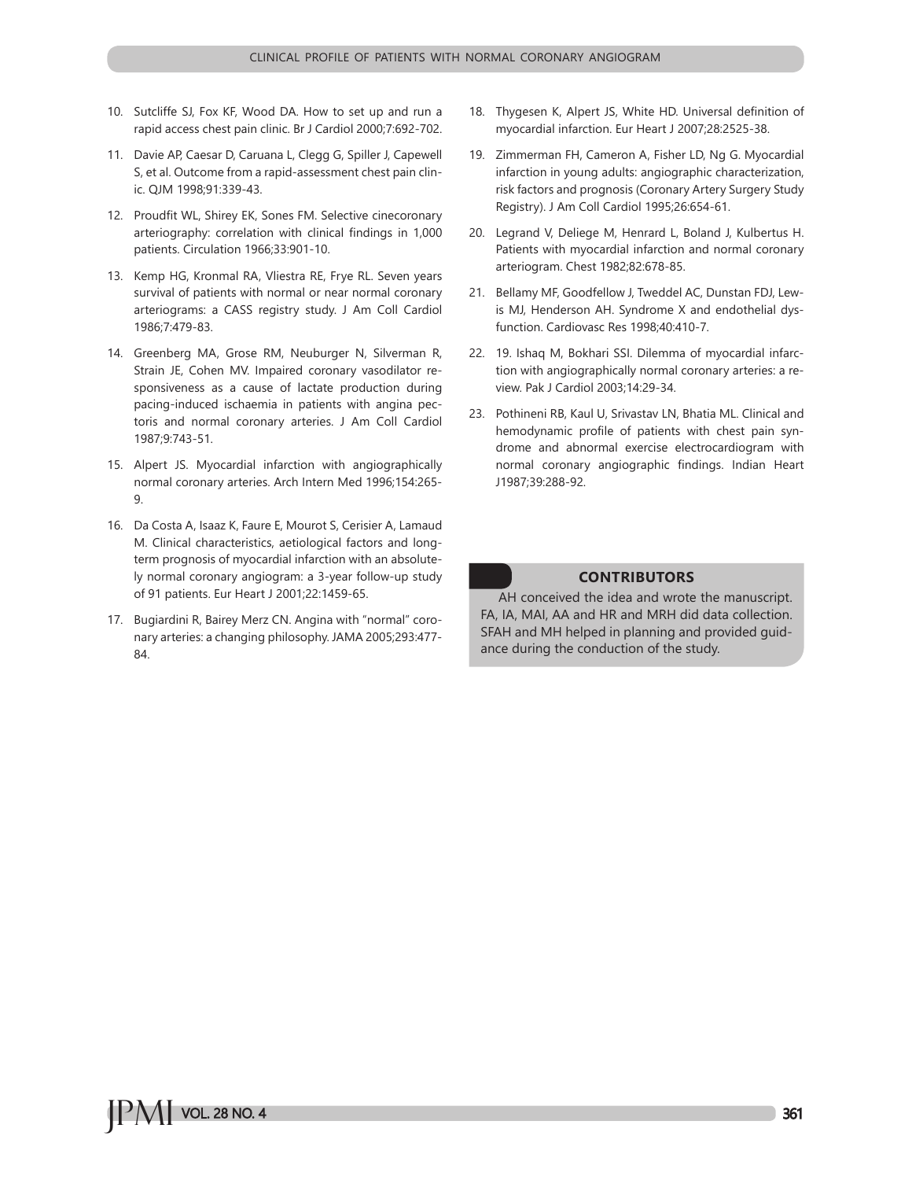10. Sutcliffe SJ, Fox KF, Wood DA. How to set up and run a rapid access chest pain clinic. Br J Cardiol 2000;7:692-702.
11. Davie AP, Caesar D, Caruana L, Clegg G, Spiller J, Capewell S, et al. Outcome from a rapid-assessment chest pain clinic. QJM 1998;91:339-43.
12. Proudfit WL, Shirey EK, Sones FM. Selective cinecoronary arteriography: correlation with clinical findings in 1,000 patients. Circulation 1966;33:901-10.
13. Kemp HG, Kronmal RA, Vliestra RE, Frye RL. Seven years survival of patients with normal or near normal coronary arteriograms: a CASS registry study. J Am Coll Cardiol 1986;7:479-83.
14. Greenberg MA, Grose RM, Neuburger N, Silverman R, Strain JE, Cohen MV. Impaired coronary vasodilator responsiveness as a cause of lactate production during pacing-induced ischaemia in patients with angina pectoris and normal coronary arteries. J Am Coll Cardiol 1987;9:743-51.
15. Alpert JS. Myocardial infarction with angiographically normal coronary arteries. Arch Intern Med 1996;154:265-9.
16. Da Costa A, Isaaz K, Faure E, Mourot S, Cerisier A, Lamaud M. Clinical characteristics, aetiological factors and long-term prognosis of myocardial infarction with an absolutely normal coronary angiogram: a 3-year follow-up study of 91 patients. Eur Heart J 2001;22:1459-65.
17. Bugiardini R, Bairey Merz CN. Angina with "normal" coronary arteries: a changing philosophy. JAMA 2005;293:477-84.
18. Thygesen K, Alpert JS, White HD. Universal definition of myocardial infarction. Eur Heart J 2007;28:2525-38.
19. Zimmerman FH, Cameron A, Fisher LD, Ng G. Myocardial infarction in young adults: angiographic characterization, risk factors and prognosis (Coronary Artery Surgery Study Registry). J Am Coll Cardiol 1995;26:654-61.
20. Legrand V, Deliege M, Henrard L, Boland J, Kulbertus H. Patients with myocardial infarction and normal coronary arteriogram. Chest 1982;82:678-85.
21. Bellamy MF, Goodfellow J, Tweddel AC, Dunstan FDJ, Lewis MJ, Henderson AH. Syndrome X and endothelial dysfunction. Cardiovasc Res 1998;40:410-7.
22. 19. Ishaq M, Bokhari SSI. Dilemma of myocardial infarction with angiographically normal coronary arteries: a review. Pak J Cardiol 2003;14:29-34.
23. Pothineni RB, Kaul U, Srivastav LN, Bhatia ML. Clinical and hemodynamic profile of patients with chest pain syndrome and abnormal exercise electrocardiogram with normal coronary angiographic findings. Indian Heart J1987;39:288-92.

## CONTRIBUTORS

AH conceived the idea and wrote the manuscript. FA, IA, MAI, AA and HR and MRH did data collection. SFAH and MH helped in planning and provided guidance during the conduction of the study.